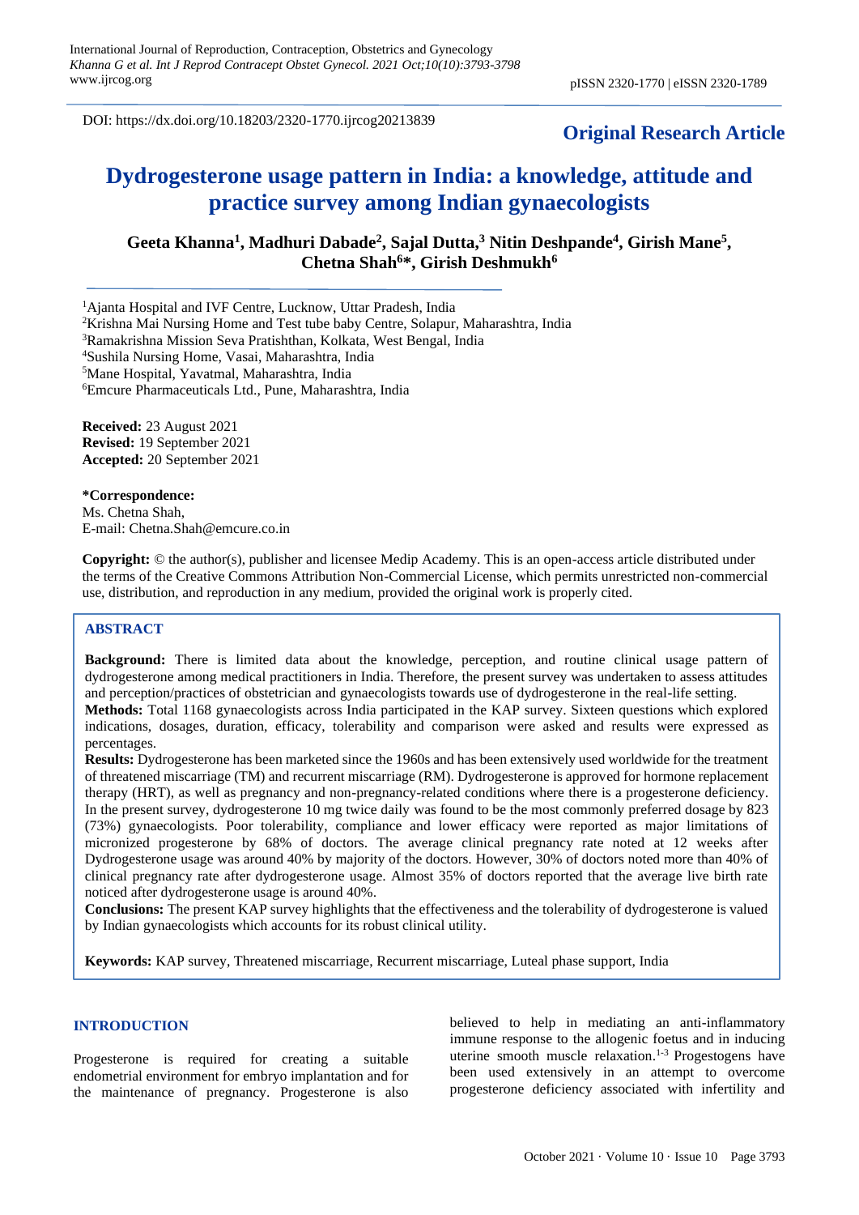DOI: https://dx.doi.org/10.18203/2320-1770.ijrcog20213839

**Original Research Article**

# Dydrogesterone usage pattern in India: a knowledge, attitude and practice survey among Indian gynaecologists

**Geeta Khanna[1], Madhuri Dabade[2], Sajal Dutta,[3] Nitin Deshpande[4], Girish Mane[5], Chetna Shah[6]*, Girish Deshmukh[6]**

[1]Ajanta Hospital and IVF Centre, Lucknow, Uttar Pradesh, India
[2]Krishna Mai Nursing Home and Test tube baby Centre, Solapur, Maharashtra, India
[3]Ramakrishna Mission Seva Pratishthan, Kolkata, West Bengal, India
[4]Sushila Nursing Home, Vasai, Maharashtra, India
[5]Mane Hospital, Yavatmal, Maharashtra, India
[6]Emcure Pharmaceuticals Ltd., Pune, Maharashtra, India

**Received:** 23 August 2021
**Revised:** 19 September 2021
**Accepted:** 20 September 2021

**\*Correspondence:**
Ms. Chetna Shah,
E-mail: Chetna.Shah@emcure.co.in

**Copyright:** © the author(s), publisher and licensee Medip Academy. This is an open-access article distributed under the terms of the Creative Commons Attribution Non-Commercial License, which permits unrestricted non-commercial use, distribution, and reproduction in any medium, provided the original work is properly cited.

## ABSTRACT

**Background:** There is limited data about the knowledge, perception, and routine clinical usage pattern of dydrogesterone among medical practitioners in India. Therefore, the present survey was undertaken to assess attitudes and perception/practices of obstetrician and gynaecologists towards use of dydrogesterone in the real-life setting.

**Methods:** Total 1168 gynaecologists across India participated in the KAP survey. Sixteen questions which explored indications, dosages, duration, efficacy, tolerability and comparison were asked and results were expressed as percentages.

**Results:** Dydrogesterone has been marketed since the 1960s and has been extensively used worldwide for the treatment of threatened miscarriage (TM) and recurrent miscarriage (RM). Dydrogesterone is approved for hormone replacement therapy (HRT), as well as pregnancy and non-pregnancy-related conditions where there is a progesterone deficiency. In the present survey, dydrogesterone 10 mg twice daily was found to be the most commonly preferred dosage by 823 (73%) gynaecologists. Poor tolerability, compliance and lower efficacy were reported as major limitations of micronized progesterone by 68% of doctors. The average clinical pregnancy rate noted at 12 weeks after Dydrogesterone usage was around 40% by majority of the doctors. However, 30% of doctors noted more than 40% of clinical pregnancy rate after dydrogesterone usage. Almost 35% of doctors reported that the average live birth rate noticed after dydrogesterone usage is around 40%.

**Conclusions:** The present KAP survey highlights that the effectiveness and the tolerability of dydrogesterone is valued by Indian gynaecologists which accounts for its robust clinical utility.

**Keywords:** KAP survey, Threatened miscarriage, Recurrent miscarriage, Luteal phase support, India

## INTRODUCTION

Progesterone is required for creating a suitable endometrial environment for embryo implantation and for the maintenance of pregnancy. Progesterone is also believed to help in mediating an anti-inflammatory immune response to the allogenic foetus and in inducing uterine smooth muscle relaxation.[1-3] Progestogens have been used extensively in an attempt to overcome progesterone deficiency associated with infertility and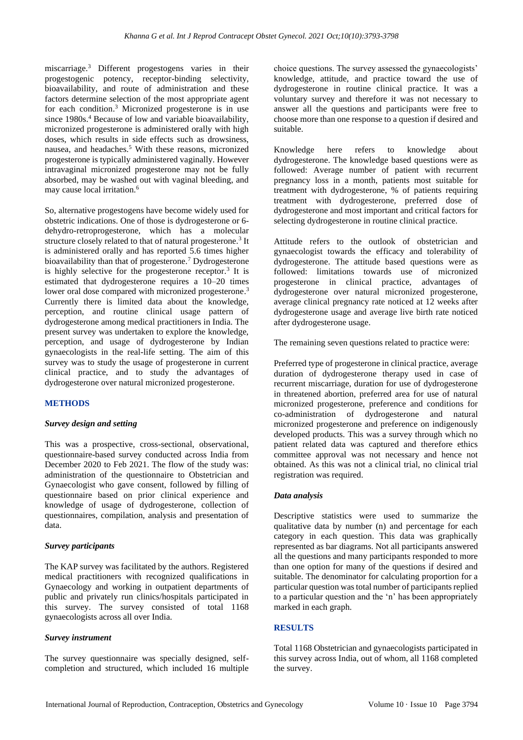miscarriage.[3] Different progestogens varies in their progestogenic potency, receptor-binding selectivity, bioavailability, and route of administration and these factors determine selection of the most appropriate agent for each condition.[3] Micronized progesterone is in use since 1980s.[4] Because of low and variable bioavailability, micronized progesterone is administered orally with high doses, which results in side effects such as drowsiness, nausea, and headaches.[5] With these reasons, micronized progesterone is typically administered vaginally. However intravaginal micronized progesterone may not be fully absorbed, may be washed out with vaginal bleeding, and may cause local irritation.[6]

So, alternative progestogens have become widely used for obstetric indications. One of those is dydrogesterone or 6-dehydro-retroprogesterone, which has a molecular structure closely related to that of natural progesterone.[3] It is administered orally and has reported 5.6 times higher bioavailability than that of progesterone.[7] Dydrogesterone is highly selective for the progesterone receptor.[3] It is estimated that dydrogesterone requires a 10–20 times lower oral dose compared with micronized progesterone.[3] Currently there is limited data about the knowledge, perception, and routine clinical usage pattern of dydrogesterone among medical practitioners in India. The present survey was undertaken to explore the knowledge, perception, and usage of dydrogesterone by Indian gynaecologists in the real-life setting. The aim of this survey was to study the usage of progesterone in current clinical practice, and to study the advantages of dydrogesterone over natural micronized progesterone.

## METHODS

### *Survey design and setting*

This was a prospective, cross-sectional, observational, questionnaire-based survey conducted across India from December 2020 to Feb 2021. The flow of the study was: administration of the questionnaire to Obstetrician and Gynaecologist who gave consent, followed by filling of questionnaire based on prior clinical experience and knowledge of usage of dydrogesterone, collection of questionnaires, compilation, analysis and presentation of data.

### *Survey participants*

The KAP survey was facilitated by the authors. Registered medical practitioners with recognized qualifications in Gynaecology and working in outpatient departments of public and privately run clinics/hospitals participated in this survey. The survey consisted of total 1168 gynaecologists across all over India.

### *Survey instrument*

The survey questionnaire was specially designed, self-completion and structured, which included 16 multiple choice questions. The survey assessed the gynaecologists' knowledge, attitude, and practice toward the use of dydrogesterone in routine clinical practice. It was a voluntary survey and therefore it was not necessary to answer all the questions and participants were free to choose more than one response to a question if desired and suitable.

Knowledge here refers to knowledge about dydrogesterone. The knowledge based questions were as followed: Average number of patient with recurrent pregnancy loss in a month, patients most suitable for treatment with dydrogesterone, % of patients requiring treatment with dydrogesterone, preferred dose of dydrogesterone and most important and critical factors for selecting dydrogesterone in routine clinical practice.

Attitude refers to the outlook of obstetrician and gynaecologist towards the efficacy and tolerability of dydrogesterone. The attitude based questions were as followed: limitations towards use of micronized progesterone in clinical practice, advantages of dydrogesterone over natural micronized progesterone, average clinical pregnancy rate noticed at 12 weeks after dydrogesterone usage and average live birth rate noticed after dydrogesterone usage.

The remaining seven questions related to practice were:

Preferred type of progesterone in clinical practice, average duration of dydrogesterone therapy used in case of recurrent miscarriage, duration for use of dydrogesterone in threatened abortion, preferred area for use of natural micronized progesterone, preference and conditions for co-administration of dydrogesterone and natural micronized progesterone and preference on indigenously developed products. This was a survey through which no patient related data was captured and therefore ethics committee approval was not necessary and hence not obtained. As this was not a clinical trial, no clinical trial registration was required.

### *Data analysis*

Descriptive statistics were used to summarize the qualitative data by number (n) and percentage for each category in each question. This data was graphically represented as bar diagrams. Not all participants answered all the questions and many participants responded to more than one option for many of the questions if desired and suitable. The denominator for calculating proportion for a particular question was total number of participants replied to a particular question and the 'n' has been appropriately marked in each graph.

## RESULTS

Total 1168 Obstetrician and gynaecologists participated in this survey across India, out of whom, all 1168 completed the survey.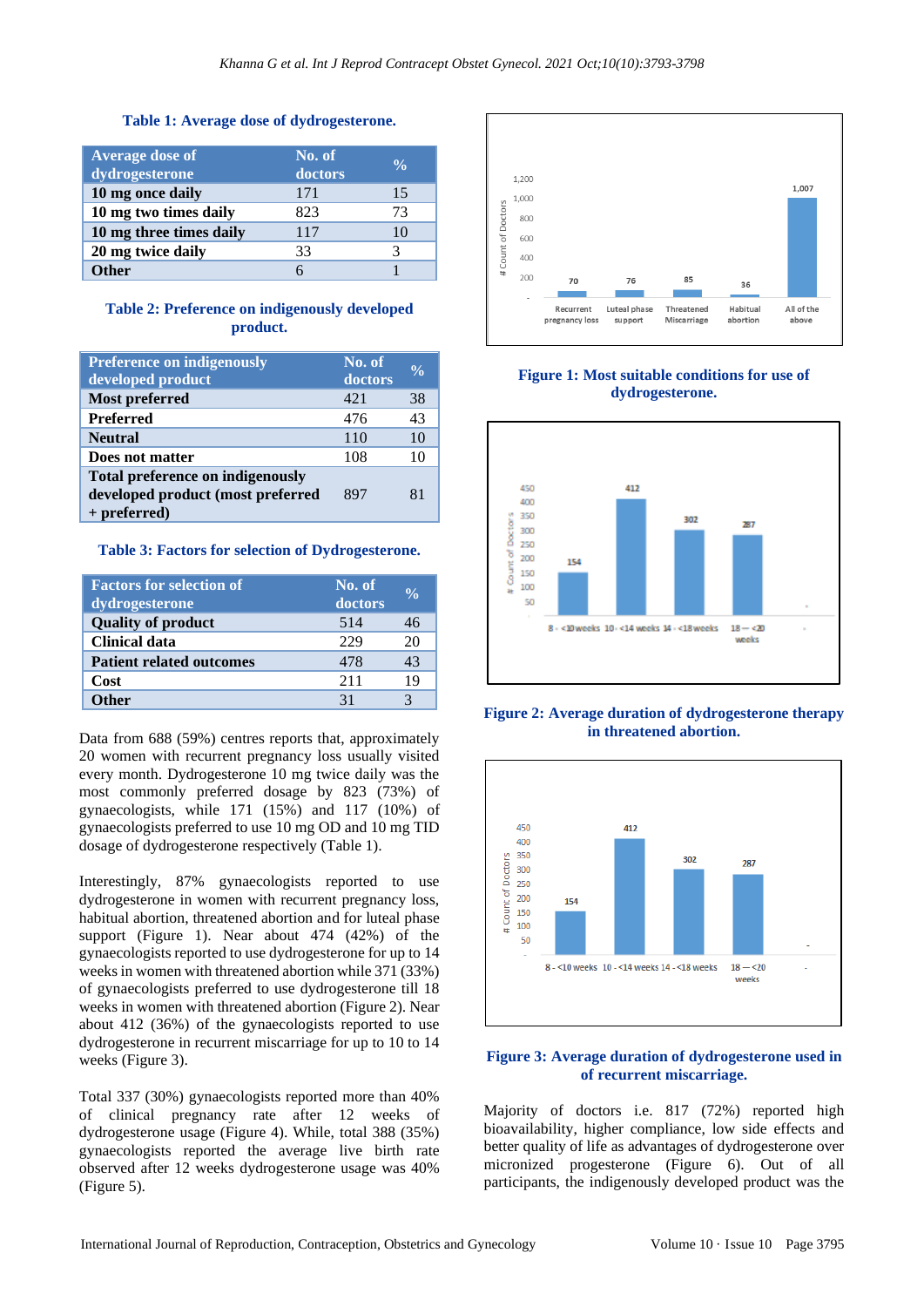Table 1: Average dose of dydrogesterone.

| Average dose of dydrogesterone | No. of doctors | % |
|---|---|---|
| 10 mg once daily | 171 | 15 |
| 10 mg two times daily | 823 | 73 |
| 10 mg three times daily | 117 | 10 |
| 20 mg twice daily | 33 | 3 |
| Other | 6 | 1 |

Table 2: Preference on indigenously developed product.

| Preference on indigenously developed product | No. of doctors | % |
|---|---|---|
| Most preferred | 421 | 38 |
| Preferred | 476 | 43 |
| Neutral | 110 | 10 |
| Does not matter | 108 | 10 |
| Total preference on indigenously developed product (most preferred + preferred) | 897 | 81 |

Table 3: Factors for selection of Dydrogesterone.

| Factors for selection of dydrogesterone | No. of doctors | % |
|---|---|---|
| Quality of product | 514 | 46 |
| Clinical data | 229 | 20 |
| Patient related outcomes | 478 | 43 |
| Cost | 211 | 19 |
| Other | 31 | 3 |

Data from 688 (59%) centres reports that, approximately 20 women with recurrent pregnancy loss usually visited every month. Dydrogesterone 10 mg twice daily was the most commonly preferred dosage by 823 (73%) of gynaecologists, while 171 (15%) and 117 (10%) of gynaecologists preferred to use 10 mg OD and 10 mg TID dosage of dydrogesterone respectively (Table 1).

Interestingly, 87% gynaecologists reported to use dydrogesterone in women with recurrent pregnancy loss, habitual abortion, threatened abortion and for luteal phase support (Figure 1). Near about 474 (42%) of the gynaecologists reported to use dydrogesterone for up to 14 weeks in women with threatened abortion while 371 (33%) of gynaecologists preferred to use dydrogesterone till 18 weeks in women with threatened abortion (Figure 2). Near about 412 (36%) of the gynaecologists reported to use dydrogesterone in recurrent miscarriage for up to 10 to 14 weeks (Figure 3).

Total 337 (30%) gynaecologists reported more than 40% of clinical pregnancy rate after 12 weeks of dydrogesterone usage (Figure 4). While, total 388 (35%) gynaecologists reported the average live birth rate observed after 12 weeks dydrogesterone usage was 40% (Figure 5).

Figure 1: Most suitable conditions for use of dydrogesterone.

Figure 2: Average duration of dydrogesterone therapy in threatened abortion.

Figure 3: Average duration of dydrogesterone used in of recurrent miscarriage.

Majority of doctors i.e. 817 (72%) reported high bioavailability, higher compliance, low side effects and better quality of life as advantages of dydrogesterone over micronized progesterone (Figure 6). Out of all participants, the indigenously developed product was the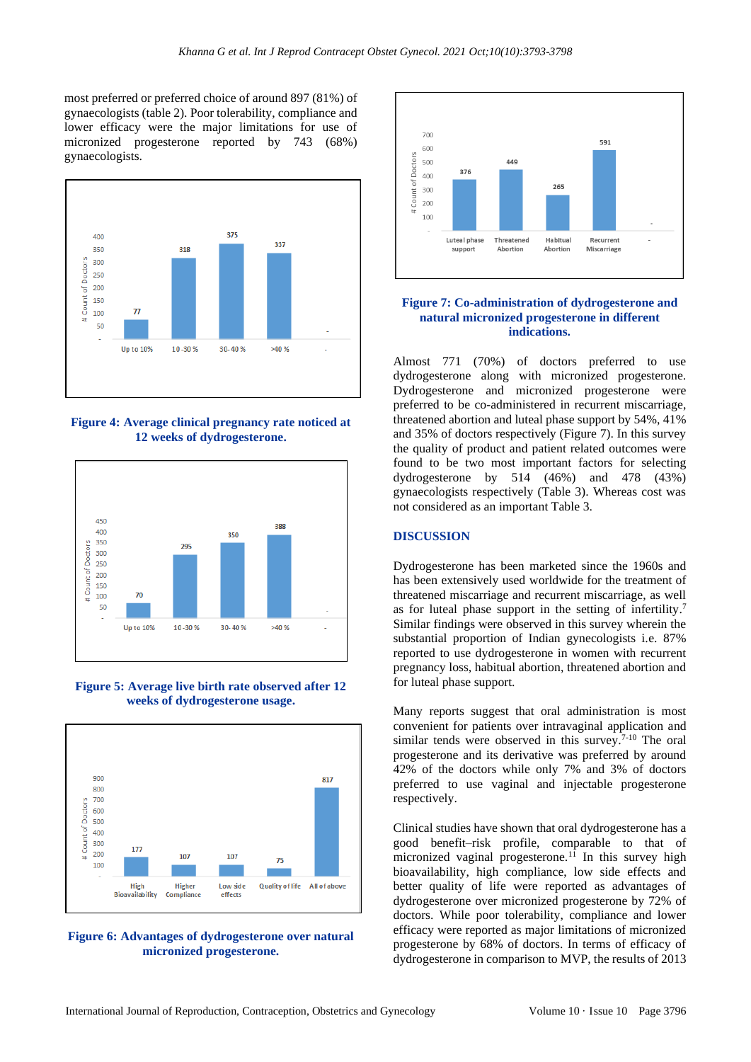most preferred or preferred choice of around 897 (81%) of gynaecologists (table 2). Poor tolerability, compliance and lower efficacy were the major limitations for use of micronized progesterone reported by 743 (68%) gynaecologists.

**Figure 4: Average clinical pregnancy rate noticed at 12 weeks of dydrogesterone.**

**Figure 5: Average live birth rate observed after 12 weeks of dydrogesterone usage.**

**Figure 6: Advantages of dydrogesterone over natural micronized progesterone.**

**Figure 7: Co-administration of dydrogesterone and natural micronized progesterone in different indications.**

Almost 771 (70%) of doctors preferred to use dydrogesterone along with micronized progesterone. Dydrogesterone and micronized progesterone were preferred to be co-administered in recurrent miscarriage, threatened abortion and luteal phase support by 54%, 41% and 35% of doctors respectively (Figure 7). In this survey the quality of product and patient related outcomes were found to be two most important factors for selecting dydrogesterone by 514 (46%) and 478 (43%) gynaecologists respectively (Table 3). Whereas cost was not considered as an important Table 3.

## DISCUSSION

Dydrogesterone has been marketed since the 1960s and has been extensively used worldwide for the treatment of threatened miscarriage and recurrent miscarriage, as well as for luteal phase support in the setting of infertility.[7] Similar findings were observed in this survey wherein the substantial proportion of Indian gynecologists i.e. 87% reported to use dydrogesterone in women with recurrent pregnancy loss, habitual abortion, threatened abortion and for luteal phase support.

Many reports suggest that oral administration is most convenient for patients over intravaginal application and similar tends were observed in this survey.[7-10] The oral progesterone and its derivative was preferred by around 42% of the doctors while only 7% and 3% of doctors preferred to use vaginal and injectable progesterone respectively.

Clinical studies have shown that oral dydrogesterone has a good benefit–risk profile, comparable to that of micronized vaginal progesterone.[11] In this survey high bioavailability, high compliance, low side effects and better quality of life were reported as advantages of dydrogesterone over micronized progesterone by 72% of doctors. While poor tolerability, compliance and lower efficacy were reported as major limitations of micronized progesterone by 68% of doctors. In terms of efficacy of dydrogesterone in comparison to MVP, the results of 2013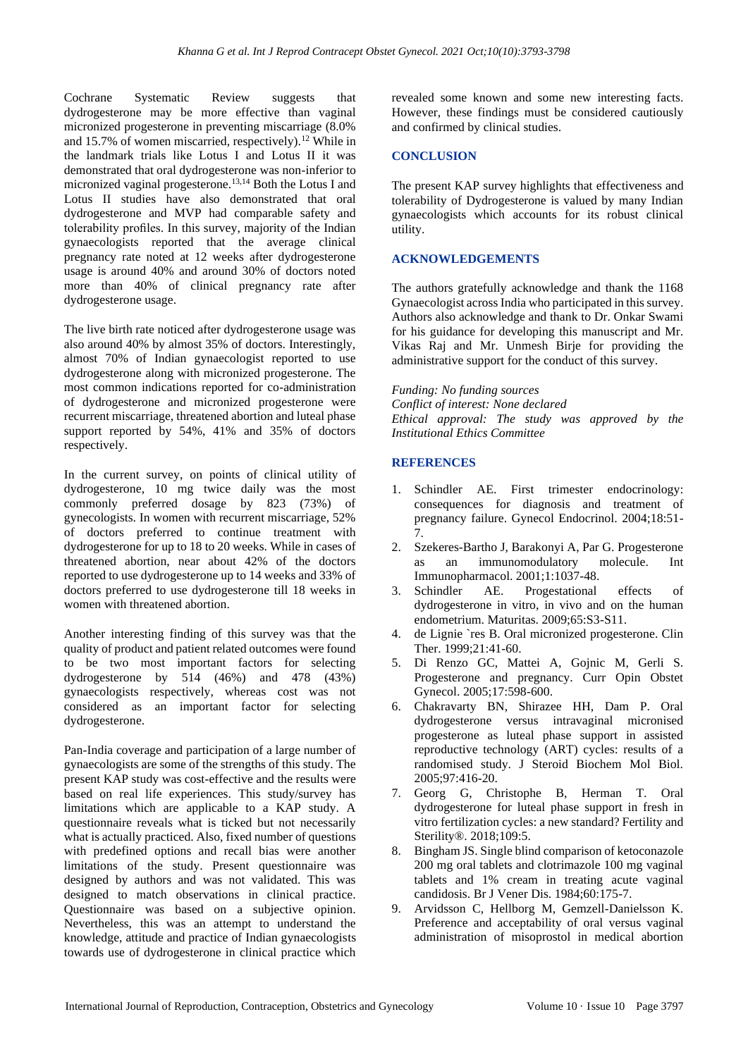Cochrane Systematic Review suggests that dydrogesterone may be more effective than vaginal micronized progesterone in preventing miscarriage (8.0% and 15.7% of women miscarried, respectively).[12] While in the landmark trials like Lotus I and Lotus II it was demonstrated that oral dydrogesterone was non-inferior to micronized vaginal progesterone.[13,14] Both the Lotus I and Lotus II studies have also demonstrated that oral dydrogesterone and MVP had comparable safety and tolerability profiles. In this survey, majority of the Indian gynaecologists reported that the average clinical pregnancy rate noted at 12 weeks after dydrogesterone usage is around 40% and around 30% of doctors noted more than 40% of clinical pregnancy rate after dydrogesterone usage.

The live birth rate noticed after dydrogesterone usage was also around 40% by almost 35% of doctors. Interestingly, almost 70% of Indian gynaecologist reported to use dydrogesterone along with micronized progesterone. The most common indications reported for co-administration of dydrogesterone and micronized progesterone were recurrent miscarriage, threatened abortion and luteal phase support reported by 54%, 41% and 35% of doctors respectively.

In the current survey, on points of clinical utility of dydrogesterone, 10 mg twice daily was the most commonly preferred dosage by 823 (73%) of gynecologists. In women with recurrent miscarriage, 52% of doctors preferred to continue treatment with dydrogesterone for up to 18 to 20 weeks. While in cases of threatened abortion, near about 42% of the doctors reported to use dydrogesterone up to 14 weeks and 33% of doctors preferred to use dydrogesterone till 18 weeks in women with threatened abortion.

Another interesting finding of this survey was that the quality of product and patient related outcomes were found to be two most important factors for selecting dydrogesterone by 514 (46%) and 478 (43%) gynaecologists respectively, whereas cost was not considered as an important factor for selecting dydrogesterone.

Pan-India coverage and participation of a large number of gynaecologists are some of the strengths of this study. The present KAP study was cost-effective and the results were based on real life experiences. This study/survey has limitations which are applicable to a KAP study. A questionnaire reveals what is ticked but not necessarily what is actually practiced. Also, fixed number of questions with predefined options and recall bias were another limitations of the study. Present questionnaire was designed by authors and was not validated. This was designed to match observations in clinical practice. Questionnaire was based on a subjective opinion. Nevertheless, this was an attempt to understand the knowledge, attitude and practice of Indian gynaecologists towards use of dydrogesterone in clinical practice which revealed some known and some new interesting facts. However, these findings must be considered cautiously and confirmed by clinical studies.

## CONCLUSION

The present KAP survey highlights that effectiveness and tolerability of Dydrogesterone is valued by many Indian gynaecologists which accounts for its robust clinical utility.

## ACKNOWLEDGEMENTS

The authors gratefully acknowledge and thank the 1168 Gynaecologist across India who participated in this survey. Authors also acknowledge and thank to Dr. Onkar Swami for his guidance for developing this manuscript and Mr. Vikas Raj and Mr. Unmesh Birje for providing the administrative support for the conduct of this survey.

*Funding: No funding sources*
*Conflict of interest: None declared*
*Ethical approval: The study was approved by the Institutional Ethics Committee*

## REFERENCES

1. Schindler AE. First trimester endocrinology: consequences for diagnosis and treatment of pregnancy failure. Gynecol Endocrinol. 2004;18:51-7.
2. Szekeres-Bartho J, Barakonyi A, Par G. Progesterone as an immunomodulatory molecule. Int Immunopharmacol. 2001;1:1037-48.
3. Schindler AE. Progestational effects of dydrogesterone in vitro, in vivo and on the human endometrium. Maturitas. 2009;65:S3-S11.
4. de Lignie `res B. Oral micronized progesterone. Clin Ther. 1999;21:41-60.
5. Di Renzo GC, Mattei A, Gojnic M, Gerli S. Progesterone and pregnancy. Curr Opin Obstet Gynecol. 2005;17:598-600.
6. Chakravarty BN, Shirazee HH, Dam P. Oral dydrogesterone versus intravaginal micronised progesterone as luteal phase support in assisted reproductive technology (ART) cycles: results of a randomised study. J Steroid Biochem Mol Biol. 2005;97:416-20.
7. Georg G, Christophe B, Herman T. Oral dydrogesterone for luteal phase support in fresh in vitro fertilization cycles: a new standard? Fertility and Sterility®. 2018;109:5.
8. Bingham JS. Single blind comparison of ketoconazole 200 mg oral tablets and clotrimazole 100 mg vaginal tablets and 1% cream in treating acute vaginal candidosis. Br J Vener Dis. 1984;60:175-7.
9. Arvidsson C, Hellborg M, Gemzell-Danielsson K. Preference and acceptability of oral versus vaginal administration of misoprostol in medical abortion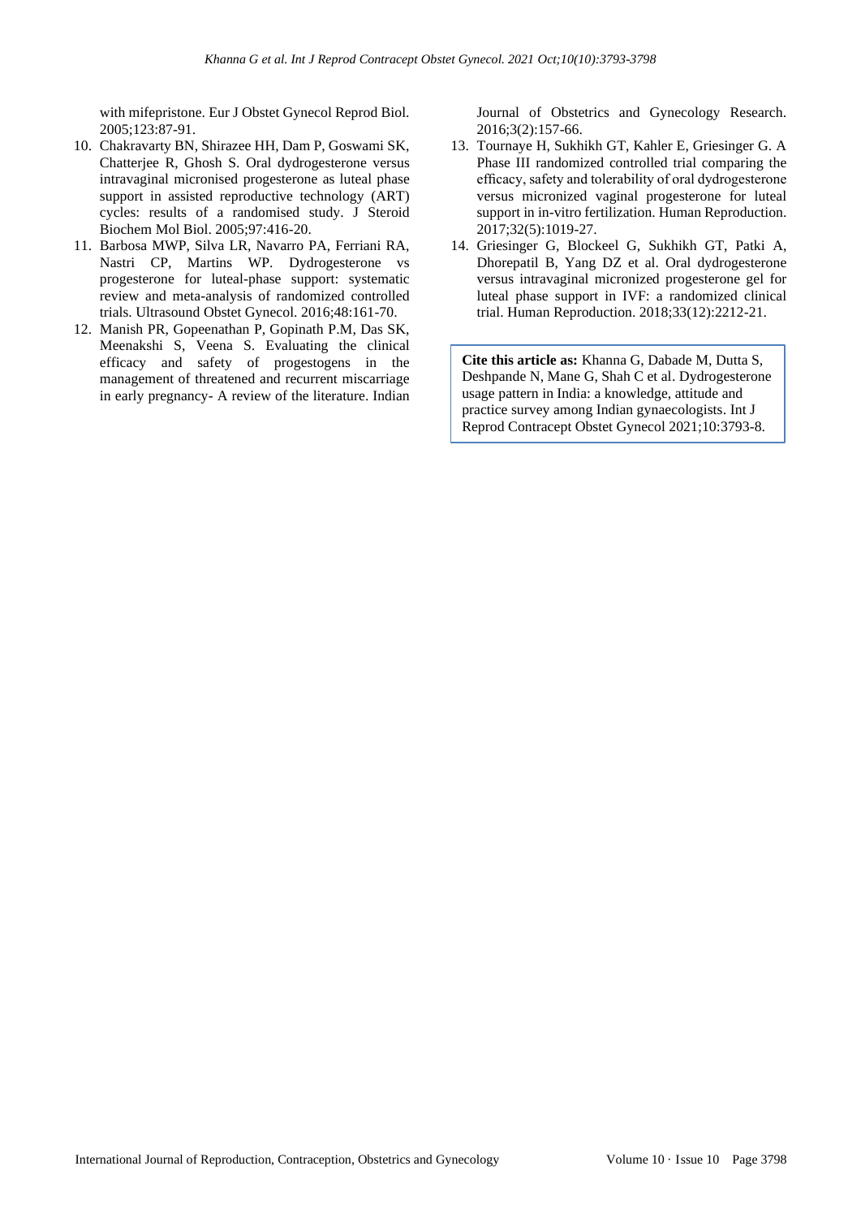with mifepristone. Eur J Obstet Gynecol Reprod Biol. 2005;123:87-91.

10. Chakravarty BN, Shirazee HH, Dam P, Goswami SK, Chatterjee R, Ghosh S. Oral dydrogesterone versus intravaginal micronised progesterone as luteal phase support in assisted reproductive technology (ART) cycles: results of a randomised study. J Steroid Biochem Mol Biol. 2005;97:416-20.
11. Barbosa MWP, Silva LR, Navarro PA, Ferriani RA, Nastri CP, Martins WP. Dydrogesterone vs progesterone for luteal-phase support: systematic review and meta-analysis of randomized controlled trials. Ultrasound Obstet Gynecol. 2016;48:161-70.
12. Manish PR, Gopeenathan P, Gopinath P.M, Das SK, Meenakshi S, Veena S. Evaluating the clinical efficacy and safety of progestogens in the management of threatened and recurrent miscarriage in early pregnancy- A review of the literature. Indian Journal of Obstetrics and Gynecology Research. 2016;3(2):157-66.
13. Tournaye H, Sukhikh GT, Kahler E, Griesinger G. A Phase III randomized controlled trial comparing the efficacy, safety and tolerability of oral dydrogesterone versus micronized vaginal progesterone for luteal support in in-vitro fertilization. Human Reproduction. 2017;32(5):1019-27.
14. Griesinger G, Blockeel G, Sukhikh GT, Patki A, Dhorepatil B, Yang DZ et al. Oral dydrogesterone versus intravaginal micronized progesterone gel for luteal phase support in IVF: a randomized clinical trial. Human Reproduction. 2018;33(12):2212-21.

**Cite this article as:** Khanna G, Dabade M, Dutta S, Deshpande N, Mane G, Shah C et al. Dydrogesterone usage pattern in India: a knowledge, attitude and practice survey among Indian gynaecologists. Int J Reprod Contracept Obstet Gynecol 2021;10:3793-8.